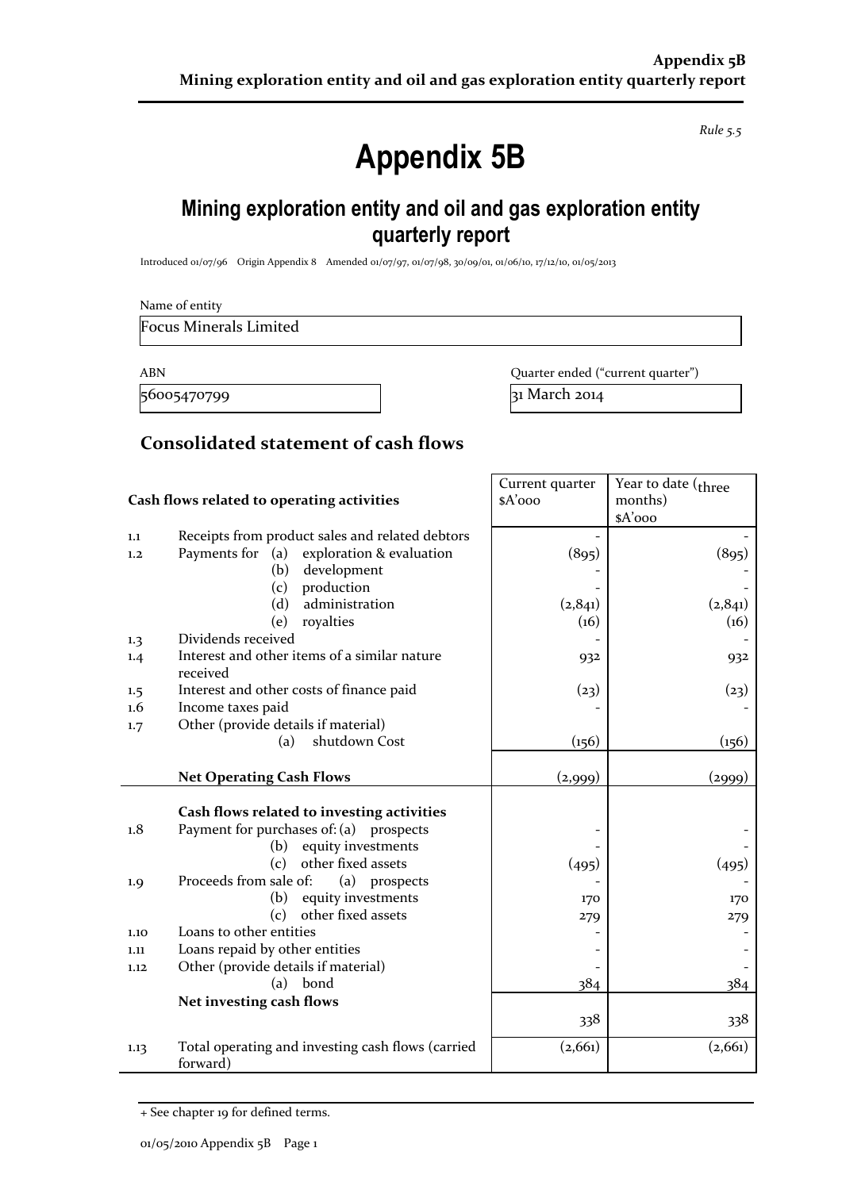*Rule 5.5*

# Appendix 5B

## Mining exploration entity and oil and gas exploration entity quarterly report

Introduced 01/07/96 Origin Appendix 8 Amended 01/07/97, 01/07/98, 30/09/01, 01/06/10, 17/12/10, 01/05/2013

Name of entity

Focus Minerals Limited

| ABN | Quarter ended ("current quarter") |
|---|---|
| 56005470799 | 31 March 2014 |

## Consolidated statement of cash flows

| | Cash flows related to operating activities | Current quarter $A'000 | Year to date (three months) $A'000 |
|---|---|---|---|
| 1.1 | Receipts from product sales and related debtors | - | - |
| 1.2 | Payments for (a) exploration & evaluation | (895) | (895) |
| | (b) development | - | - |
| | (c) production | - | - |
| | (d) administration | (2,841) | (2,841) |
| | (e) royalties | (16) | (16) |
| 1.3 | Dividends received | - | - |
| 1.4 | Interest and other items of a similar nature received | 932 | 932 |
| 1.5 | Interest and other costs of finance paid | (23) | (23) |
| 1.6 | Income taxes paid | - | - |
| 1.7 | Other (provide details if material) | | |
| | (a) shutdown Cost | (156) | (156) |
| | **Net Operating Cash Flows** | (2,999) | (2999) |
| | **Cash flows related to investing activities** | | |
| 1.8 | Payment for purchases of: (a) prospects | - | - |
| | (b) equity investments | - | - |
| | (c) other fixed assets | (495) | (495) |
| 1.9 | Proceeds from sale of: (a) prospects | - | - |
| | (b) equity investments | 170 | 170 |
| | (c) other fixed assets | 279 | 279 |
| 1.10 | Loans to other entities | - | - |
| 1.11 | Loans repaid by other entities | - | - |
| 1.12 | Other (provide details if material) | - | - |
| | (a) bond | 384 | 384 |
| | **Net investing cash flows** | 338 | 338 |
| 1.13 | Total operating and investing cash flows (carried forward) | (2,661) | (2,661) |

+ See chapter 19 for defined terms.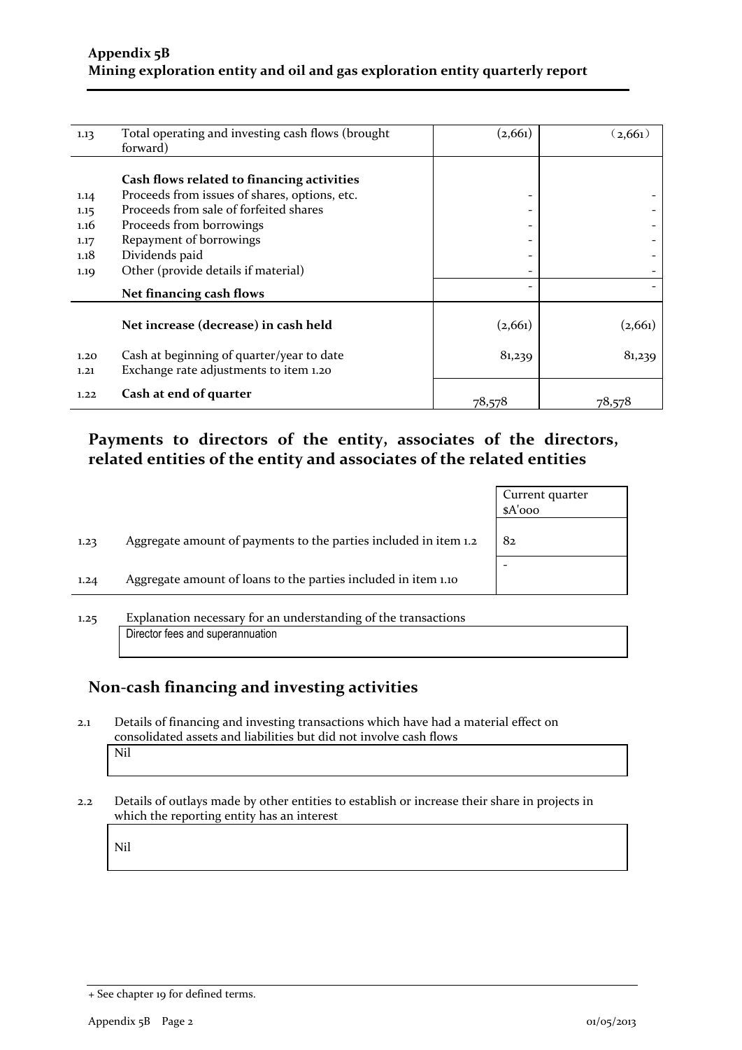| | | | |
|---|---|---|---|
| 1.13 | Total operating and investing cash flows (brought forward) | (2,661) | (2,661) |
| | **Cash flows related to financing activities** | | |
| 1.14 | Proceeds from issues of shares, options, etc. | - | - |
| 1.15 | Proceeds from sale of forfeited shares | - | - |
| 1.16 | Proceeds from borrowings | - | - |
| 1.17 | Repayment of borrowings | - | - |
| 1.18 | Dividends paid | - | - |
| 1.19 | Other (provide details if material) | - | - |
| | **Net financing cash flows** | - | - |
| | **Net increase (decrease) in cash held** | (2,661) | (2,661) |
| 1.20 | Cash at beginning of quarter/year to date | 81,239 | 81,239 |
| 1.21 | Exchange rate adjustments to item 1.20 | | |
| 1.22 | **Cash at end of quarter** | 78,578 | 78,578 |

## Payments to directors of the entity, associates of the directors, related entities of the entity and associates of the related entities

| | | Current quarter $A'000 |
|---|---|---|
| 1.23 | Aggregate amount of payments to the parties included in item 1.2 | 82 |
| 1.24 | Aggregate amount of loans to the parties included in item 1.10 | - |

1.25 Explanation necessary for an understanding of the transactions

Director fees and superannuation

## Non-cash financing and investing activities

2.1 Details of financing and investing transactions which have had a material effect on consolidated assets and liabilities but did not involve cash flows

Nil

2.2 Details of outlays made by other entities to establish or increase their share in projects in which the reporting entity has an interest

Nil

+ See chapter 19 for defined terms.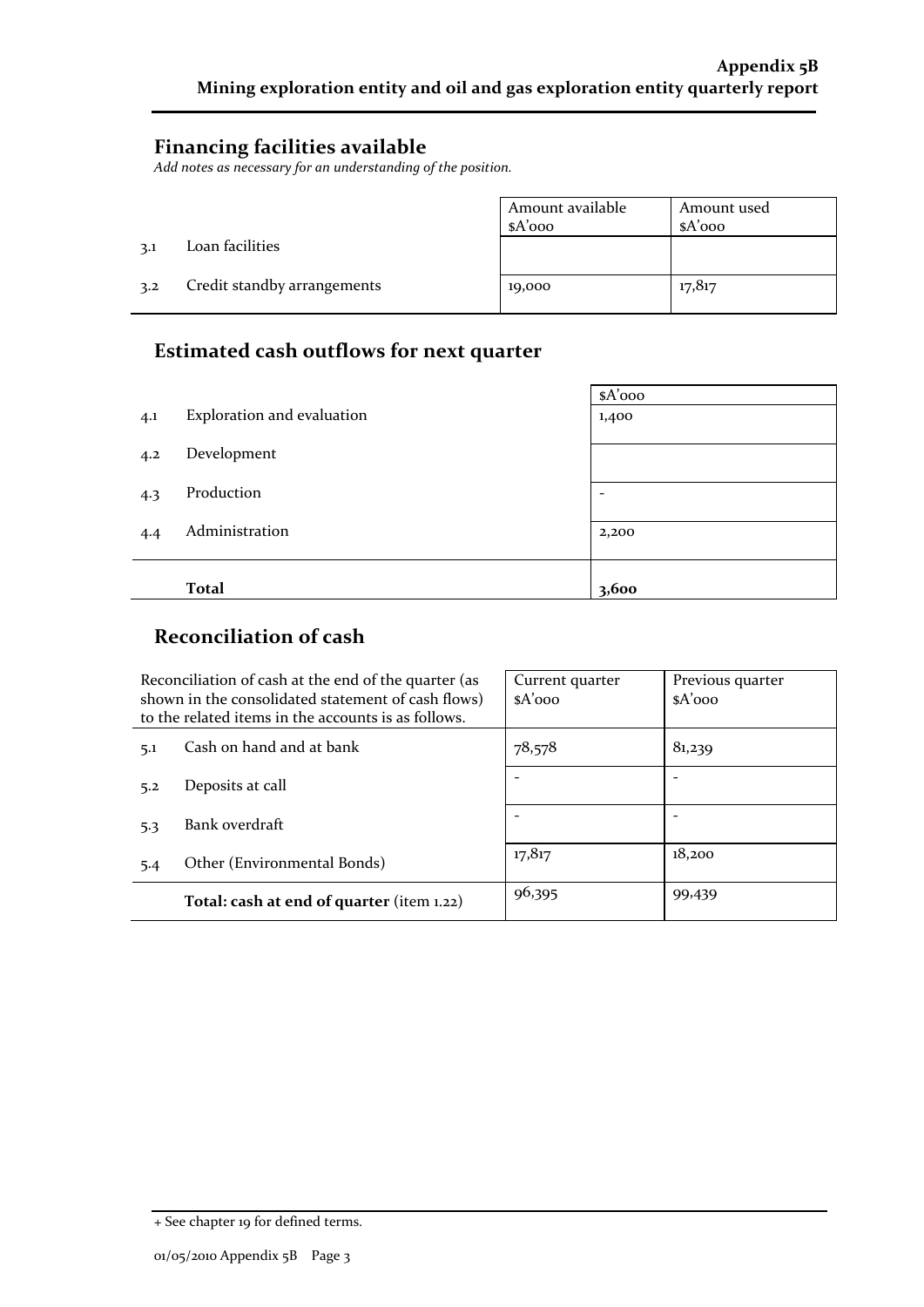## Financing facilities available

*Add notes as necessary for an understanding of the position.*

| | | Amount available $A'000 | Amount used $A'000 |
|---|---|---|---|
| 3.1 | Loan facilities | | |
| 3.2 | Credit standby arrangements | 19,000 | 17,817 |

## Estimated cash outflows for next quarter

| | | $A'000 |
|---|---|---|
| 4.1 | Exploration and evaluation | 1,400 |
| 4.2 | Development | |
| 4.3 | Production | - |
| 4.4 | Administration | 2,200 |
| | **Total** | **3,600** |

## Reconciliation of cash

| Reconciliation of cash at the end of the quarter (as shown in the consolidated statement of cash flows) to the related items in the accounts is as follows. | | Current quarter $A'000 | Previous quarter $A'000 |
|---|---|---|---|
| 5.1 | Cash on hand and at bank | 78,578 | 81,239 |
| 5.2 | Deposits at call | - | - |
| 5.3 | Bank overdraft | - | - |
| 5.4 | Other (Environmental Bonds) | 17,817 | 18,200 |
| | **Total: cash at end of quarter** (item 1.22) | 96,395 | 99,439 |

+ See chapter 19 for defined terms.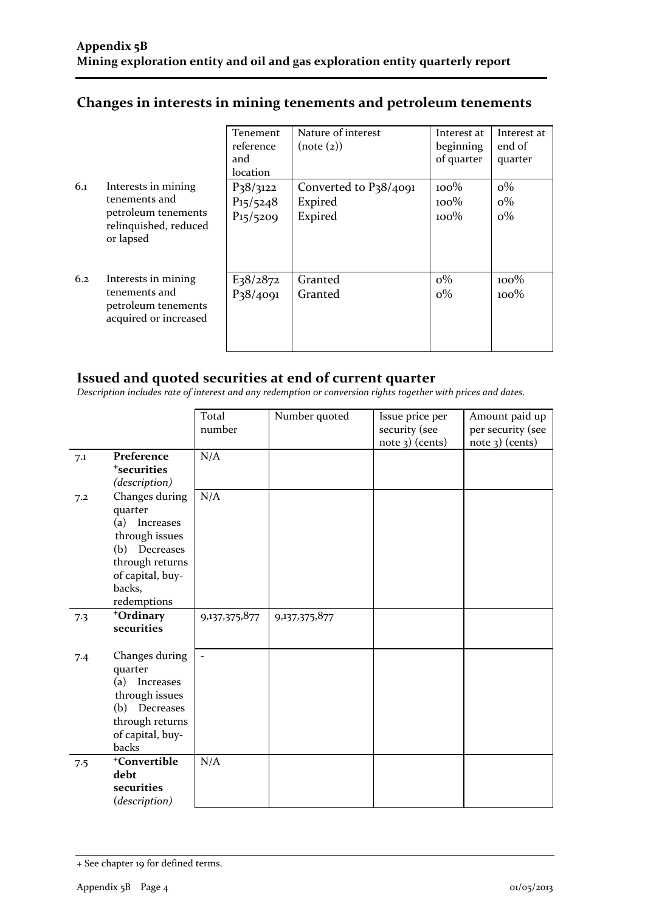## Changes in interests in mining tenements and petroleum tenements

| | | Tenement reference and location | Nature of interest (note (2)) | Interest at beginning of quarter | Interest at end of quarter |
|---|---|---|---|---|---|
| 6.1 | Interests in mining tenements and petroleum tenements relinquished, reduced or lapsed | P38/3122<br>P15/5248<br>P15/5209 | Converted to P38/4091<br>Expired<br>Expired | 100%<br>100%<br>100% | 0%<br>0%<br>0% |
| 6.2 | Interests in mining tenements and petroleum tenements acquired or increased | E38/2872<br>P38/4091 | Granted<br>Granted | 0%<br>0% | 100%<br>100% |

## Issued and quoted securities at end of current quarter

*Description includes rate of interest and any redemption or conversion rights together with prices and dates.*

| | | Total number | Number quoted | Issue price per security (see note 3) (cents) | Amount paid up per security (see note 3) (cents) |
|---|---|---|---|---|---|
| 7.1 | **Preference +securities** *(description)* | N/A | | | |
| 7.2 | Changes during quarter<br>(a) Increases through issues<br>(b) Decreases through returns of capital, buy-backs, redemptions | N/A | | | |
| 7.3 | **+Ordinary securities** | 9,137,375,877 | 9,137,375,877 | | |
| 7.4 | Changes during quarter<br>(a) Increases through issues<br>(b) Decreases through returns of capital, buy-backs | - | | | |
| 7.5 | **+Convertible debt securities** *(description)* | N/A | | | |

+ See chapter 19 for defined terms.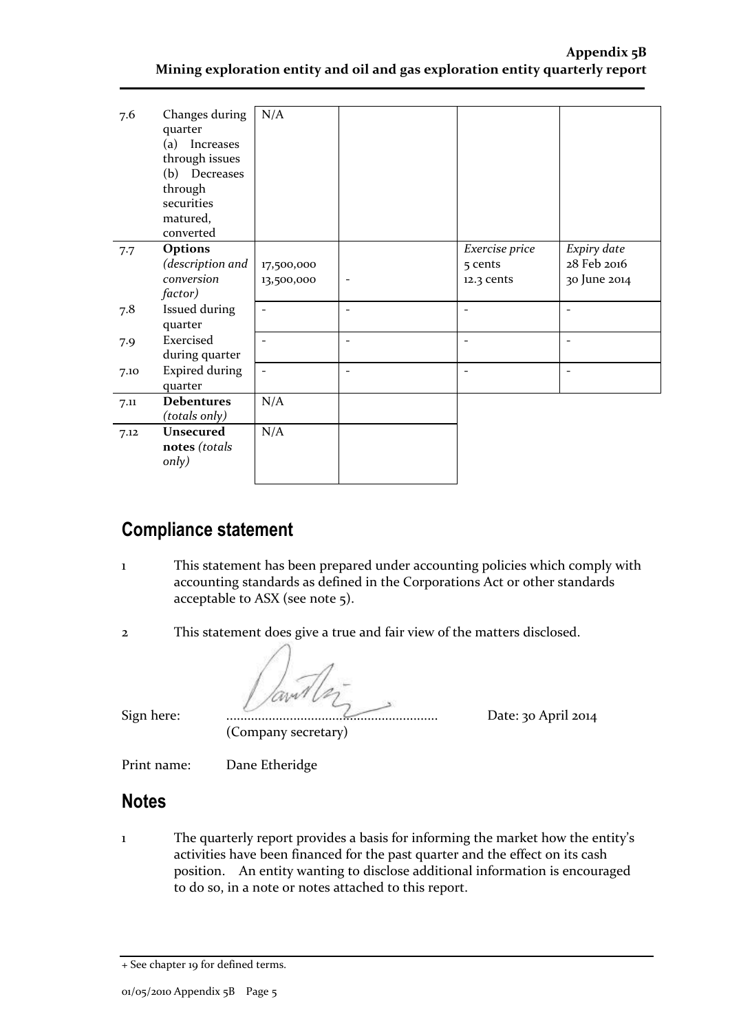| | | | | | |
|---|---|---|---|---|---|
| 7.6 | Changes during quarter (a) Increases through issues (b) Decreases through securities matured, converted | N/A | | | |
| 7.7 | **Options** *(description and conversion factor)* | 17,500,000<br>13,500,000 | - | *Exercise price*<br>5 cents<br>12.3 cents | *Expiry date*<br>28 Feb 2016<br>30 June 2014 |
| 7.8 | Issued during quarter | - | - | - | - |
| 7.9 | Exercised during quarter | - | - | - | - |
| 7.10 | Expired during quarter | - | - | - | - |
| 7.11 | **Debentures** *(totals only)* | N/A | | | |
| 7.12 | **Unsecured notes** *(totals only)* | N/A | | | |

## Compliance statement

1. This statement has been prepared under accounting policies which comply with accounting standards as defined in the Corporations Act or other standards acceptable to ASX (see note 5).

2. This statement does give a true and fair view of the matters disclosed.

Sign here: ............................................................ Date: 30 April 2014
(Company secretary)

Print name: Dane Etheridge

## Notes

1. The quarterly report provides a basis for informing the market how the entity's activities have been financed for the past quarter and the effect on its cash position. An entity wanting to disclose additional information is encouraged to do so, in a note or notes attached to this report.

+ See chapter 19 for defined terms.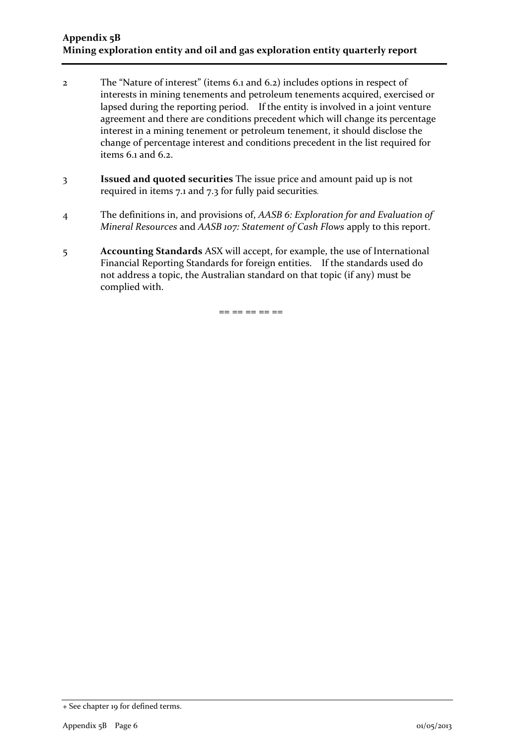2 The “Nature of interest” (items 6.1 and 6.2) includes options in respect of interests in mining tenements and petroleum tenements acquired, exercised or lapsed during the reporting period. If the entity is involved in a joint venture agreement and there are conditions precedent which will change its percentage interest in a mining tenement or petroleum tenement, it should disclose the change of percentage interest and conditions precedent in the list required for items 6.1 and 6.2.

3 **Issued and quoted securities** The issue price and amount paid up is not required in items 7.1 and 7.3 for fully paid securities.

4 The definitions in, and provisions of, *AASB 6: Exploration for and Evaluation of Mineral Resources* and *AASB 107: Statement of Cash Flows* apply to this report.

5 **Accounting Standards** ASX will accept, for example, the use of International Financial Reporting Standards for foreign entities. If the standards used do not address a topic, the Australian standard on that topic (if any) must be complied with.

== == == == ==

+ See chapter 19 for defined terms.